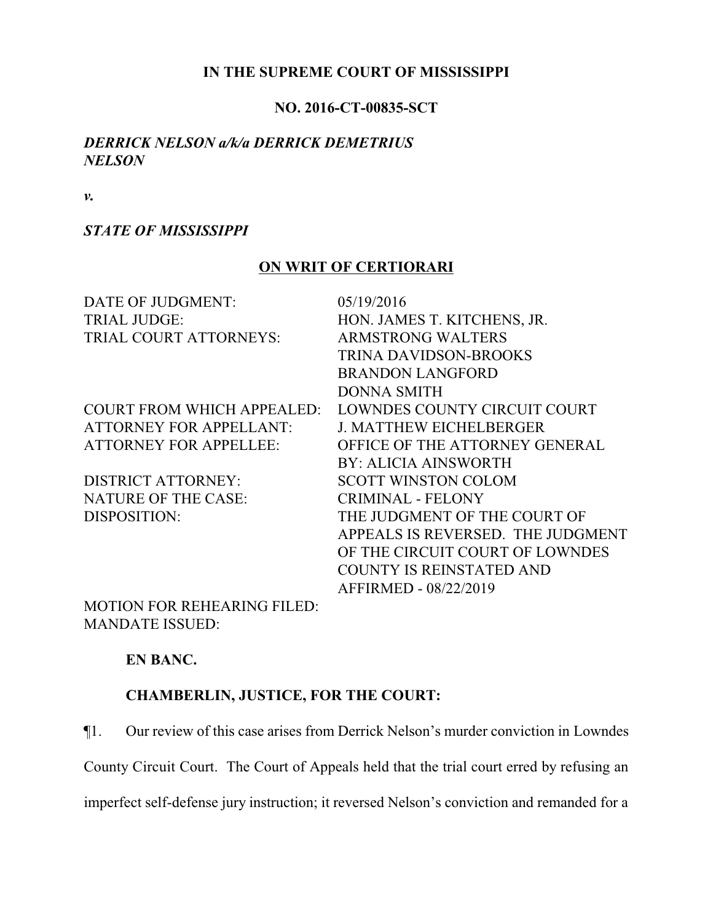**IN THE SUPREME COURT OF MISSISSIPPI**

**NO. 2016-CT-00835-SCT**

***DERRICK NELSON a/k/a DERRICK DEMETRIUS NELSON***

***v.***

***STATE OF MISSISSIPPI***

**ON WRIT OF CERTIORARI**

| | |
|---|---|
| DATE OF JUDGMENT: | 05/19/2016 |
| TRIAL JUDGE: | HON. JAMES T. KITCHENS, JR. |
| TRIAL COURT ATTORNEYS: | ARMSTRONG WALTERS<br>TRINA DAVIDSON-BROOKS<br>BRANDON LANGFORD<br>DONNA SMITH |
| COURT FROM WHICH APPEALED: | LOWNDES COUNTY CIRCUIT COURT |
| ATTORNEY FOR APPELLANT: | J. MATTHEW EICHELBERGER |
| ATTORNEY FOR APPELLEE: | OFFICE OF THE ATTORNEY GENERAL<br>BY: ALICIA AINSWORTH |
| DISTRICT ATTORNEY: | SCOTT WINSTON COLOM |
| NATURE OF THE CASE: | CRIMINAL - FELONY |
| DISPOSITION: | THE JUDGMENT OF THE COURT OF APPEALS IS REVERSED. THE JUDGMENT OF THE CIRCUIT COURT OF LOWNDES COUNTY IS REINSTATED AND AFFIRMED - 08/22/2019 |
| MOTION FOR REHEARING FILED: | |
| MANDATE ISSUED: | |

**EN BANC.**

**CHAMBERLIN, JUSTICE, FOR THE COURT:**

¶1. Our review of this case arises from Derrick Nelson's murder conviction in Lowndes County Circuit Court. The Court of Appeals held that the trial court erred by refusing an imperfect self-defense jury instruction; it reversed Nelson's conviction and remanded for a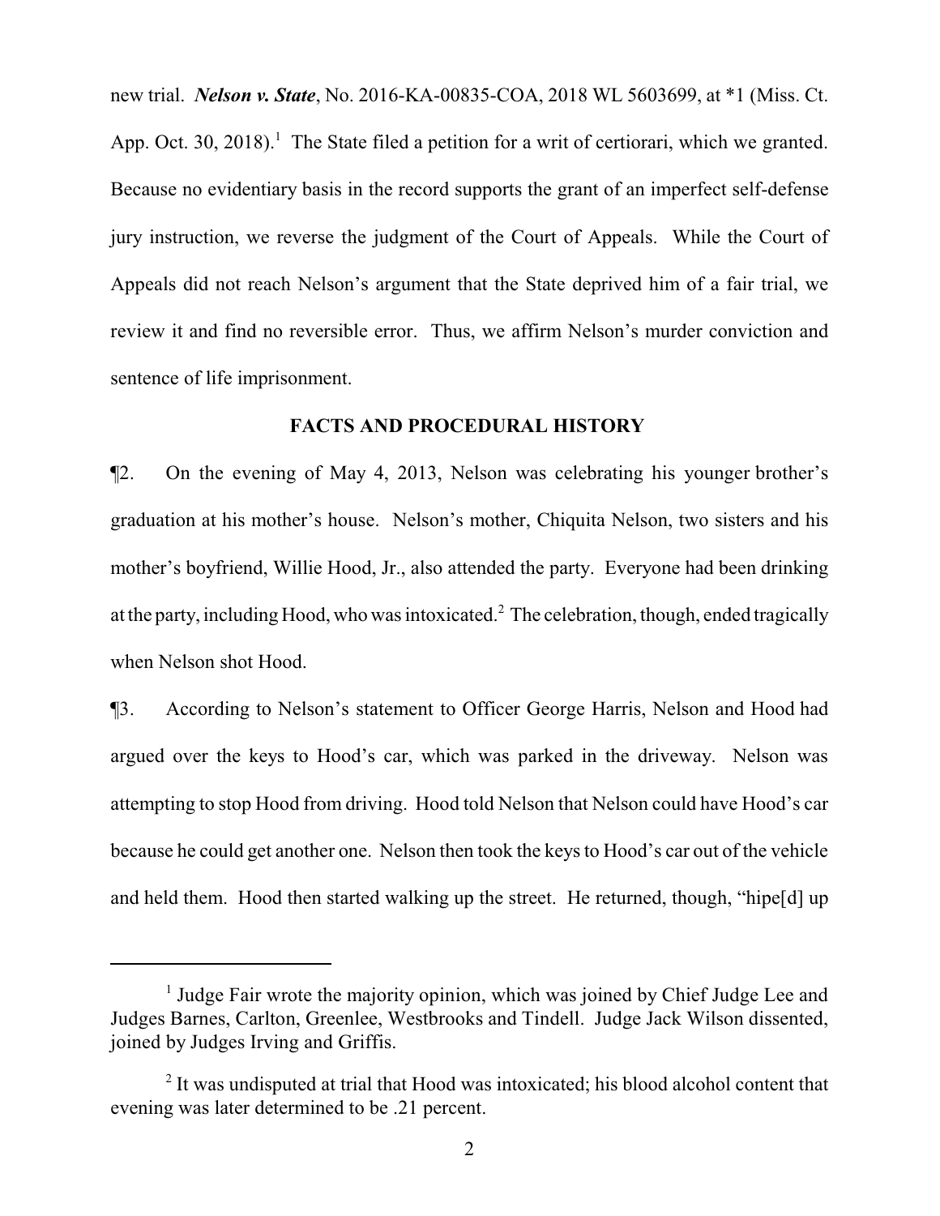new trial. ***Nelson v. State***, No. 2016-KA-00835-COA, 2018 WL 5603699, at *1 (Miss. Ct. App. Oct. 30, 2018).[1] The State filed a petition for a writ of certiorari, which we granted. Because no evidentiary basis in the record supports the grant of an imperfect self-defense jury instruction, we reverse the judgment of the Court of Appeals. While the Court of Appeals did not reach Nelson's argument that the State deprived him of a fair trial, we review it and find no reversible error. Thus, we affirm Nelson's murder conviction and sentence of life imprisonment.

## FACTS AND PROCEDURAL HISTORY

¶2. On the evening of May 4, 2013, Nelson was celebrating his younger brother's graduation at his mother's house. Nelson's mother, Chiquita Nelson, two sisters and his mother's boyfriend, Willie Hood, Jr., also attended the party. Everyone had been drinking at the party, including Hood, who was intoxicated.[2] The celebration, though, ended tragically when Nelson shot Hood.

¶3. According to Nelson's statement to Officer George Harris, Nelson and Hood had argued over the keys to Hood's car, which was parked in the driveway. Nelson was attempting to stop Hood from driving. Hood told Nelson that Nelson could have Hood's car because he could get another one. Nelson then took the keys to Hood's car out of the vehicle and held them. Hood then started walking up the street. He returned, though, "hipe[d] up

---

[1] Judge Fair wrote the majority opinion, which was joined by Chief Judge Lee and Judges Barnes, Carlton, Greenlee, Westbrooks and Tindell. Judge Jack Wilson dissented, joined by Judges Irving and Griffis.

[2] It was undisputed at trial that Hood was intoxicated; his blood alcohol content that evening was later determined to be .21 percent.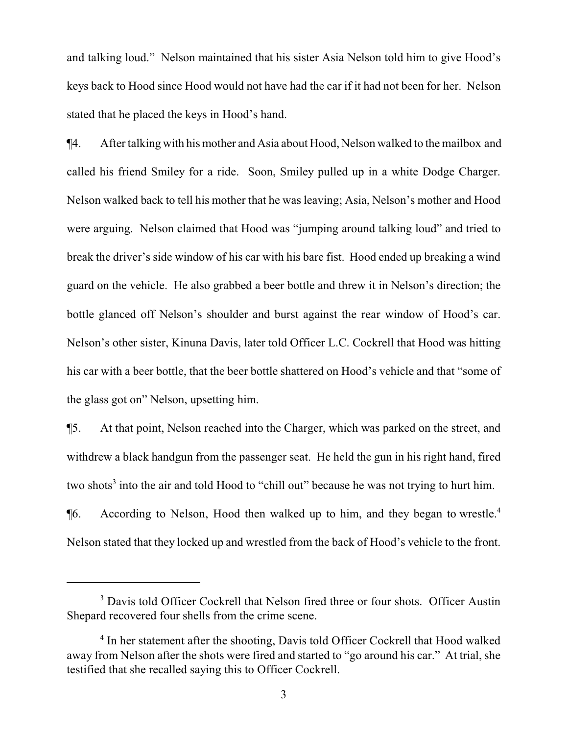and talking loud." Nelson maintained that his sister Asia Nelson told him to give Hood's keys back to Hood since Hood would not have had the car if it had not been for her. Nelson stated that he placed the keys in Hood's hand.

¶4. After talking with his mother and Asia about Hood, Nelson walked to the mailbox and called his friend Smiley for a ride. Soon, Smiley pulled up in a white Dodge Charger. Nelson walked back to tell his mother that he was leaving; Asia, Nelson's mother and Hood were arguing. Nelson claimed that Hood was "jumping around talking loud" and tried to break the driver's side window of his car with his bare fist. Hood ended up breaking a wind guard on the vehicle. He also grabbed a beer bottle and threw it in Nelson's direction; the bottle glanced off Nelson's shoulder and burst against the rear window of Hood's car. Nelson's other sister, Kinuna Davis, later told Officer L.C. Cockrell that Hood was hitting his car with a beer bottle, that the beer bottle shattered on Hood's vehicle and that "some of the glass got on" Nelson, upsetting him.

¶5. At that point, Nelson reached into the Charger, which was parked on the street, and withdrew a black handgun from the passenger seat. He held the gun in his right hand, fired two shots[3] into the air and told Hood to "chill out" because he was not trying to hurt him.

¶6. According to Nelson, Hood then walked up to him, and they began to wrestle.[4] Nelson stated that they locked up and wrestled from the back of Hood's vehicle to the front.

---

[3] Davis told Officer Cockrell that Nelson fired three or four shots. Officer Austin Shepard recovered four shells from the crime scene.

[4] In her statement after the shooting, Davis told Officer Cockrell that Hood walked away from Nelson after the shots were fired and started to "go around his car." At trial, she testified that she recalled saying this to Officer Cockrell.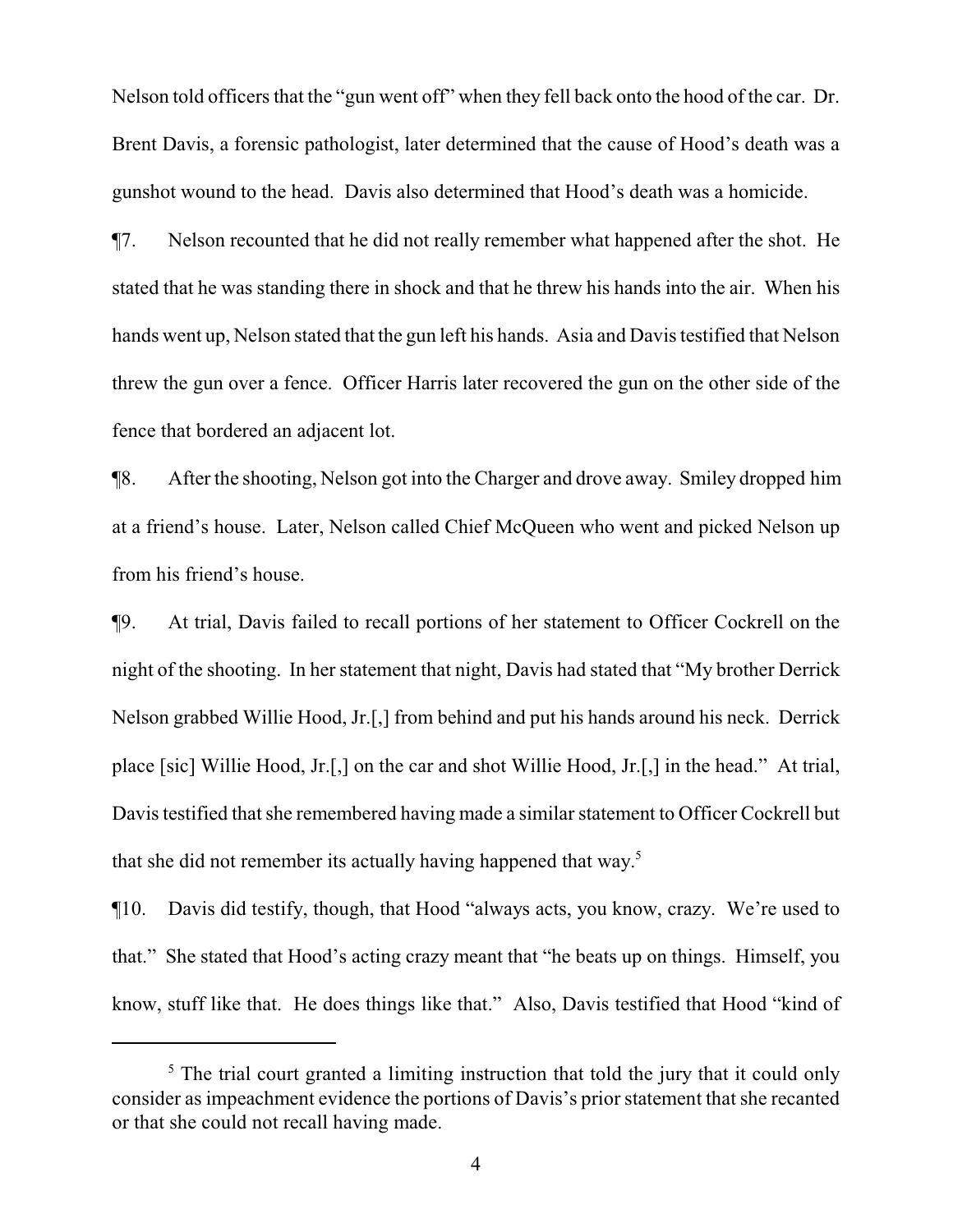Nelson told officers that the "gun went off" when they fell back onto the hood of the car. Dr. Brent Davis, a forensic pathologist, later determined that the cause of Hood's death was a gunshot wound to the head. Davis also determined that Hood's death was a homicide.

¶7. Nelson recounted that he did not really remember what happened after the shot. He stated that he was standing there in shock and that he threw his hands into the air. When his hands went up, Nelson stated that the gun left his hands. Asia and Davis testified that Nelson threw the gun over a fence. Officer Harris later recovered the gun on the other side of the fence that bordered an adjacent lot.

¶8. After the shooting, Nelson got into the Charger and drove away. Smiley dropped him at a friend's house. Later, Nelson called Chief McQueen who went and picked Nelson up from his friend's house.

¶9. At trial, Davis failed to recall portions of her statement to Officer Cockrell on the night of the shooting. In her statement that night, Davis had stated that "My brother Derrick Nelson grabbed Willie Hood, Jr.[,] from behind and put his hands around his neck. Derrick place [sic] Willie Hood, Jr.[,] on the car and shot Willie Hood, Jr.[,] in the head." At trial, Davis testified that she remembered having made a similar statement to Officer Cockrell but that she did not remember its actually having happened that way.[5]

¶10. Davis did testify, though, that Hood "always acts, you know, crazy. We're used to that." She stated that Hood's acting crazy meant that "he beats up on things. Himself, you know, stuff like that. He does things like that." Also, Davis testified that Hood "kind of

---

[5] The trial court granted a limiting instruction that told the jury that it could only consider as impeachment evidence the portions of Davis's prior statement that she recanted or that she could not recall having made.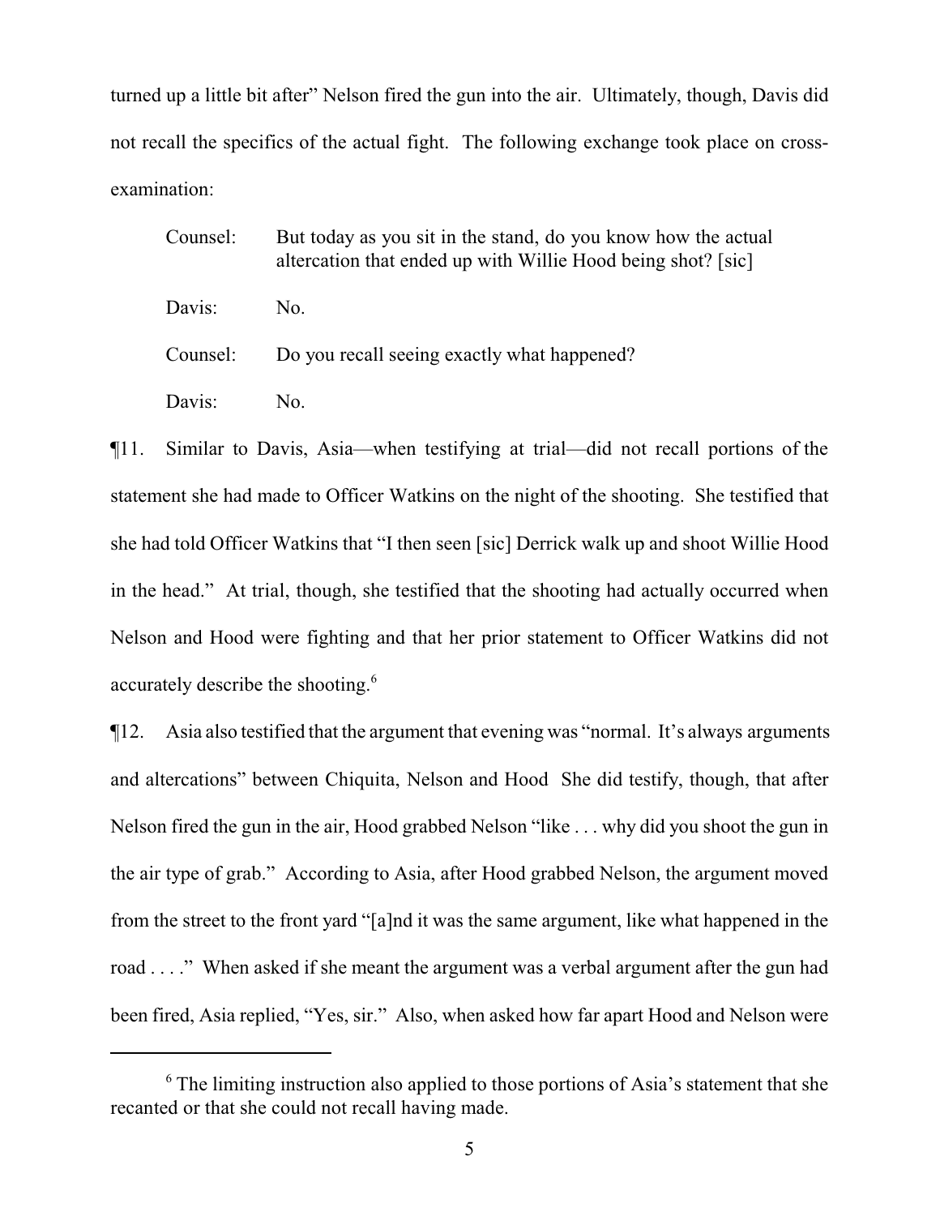turned up a little bit after" Nelson fired the gun into the air. Ultimately, though, Davis did not recall the specifics of the actual fight. The following exchange took place on cross-examination:

> Counsel: But today as you sit in the stand, do you know how the actual altercation that ended up with Willie Hood being shot? [sic]
>
> Davis: No.
>
> Counsel: Do you recall seeing exactly what happened?
>
> Davis: No.

¶11. Similar to Davis, Asia—when testifying at trial—did not recall portions of the statement she had made to Officer Watkins on the night of the shooting. She testified that she had told Officer Watkins that "I then seen [sic] Derrick walk up and shoot Willie Hood in the head." At trial, though, she testified that the shooting had actually occurred when Nelson and Hood were fighting and that her prior statement to Officer Watkins did not accurately describe the shooting.[6]

¶12. Asia also testified that the argument that evening was "normal. It's always arguments and altercations" between Chiquita, Nelson and Hood She did testify, though, that after Nelson fired the gun in the air, Hood grabbed Nelson "like . . . why did you shoot the gun in the air type of grab." According to Asia, after Hood grabbed Nelson, the argument moved from the street to the front yard "[a]nd it was the same argument, like what happened in the road . . . ." When asked if she meant the argument was a verbal argument after the gun had been fired, Asia replied, "Yes, sir." Also, when asked how far apart Hood and Nelson were

[6] The limiting instruction also applied to those portions of Asia's statement that she recanted or that she could not recall having made.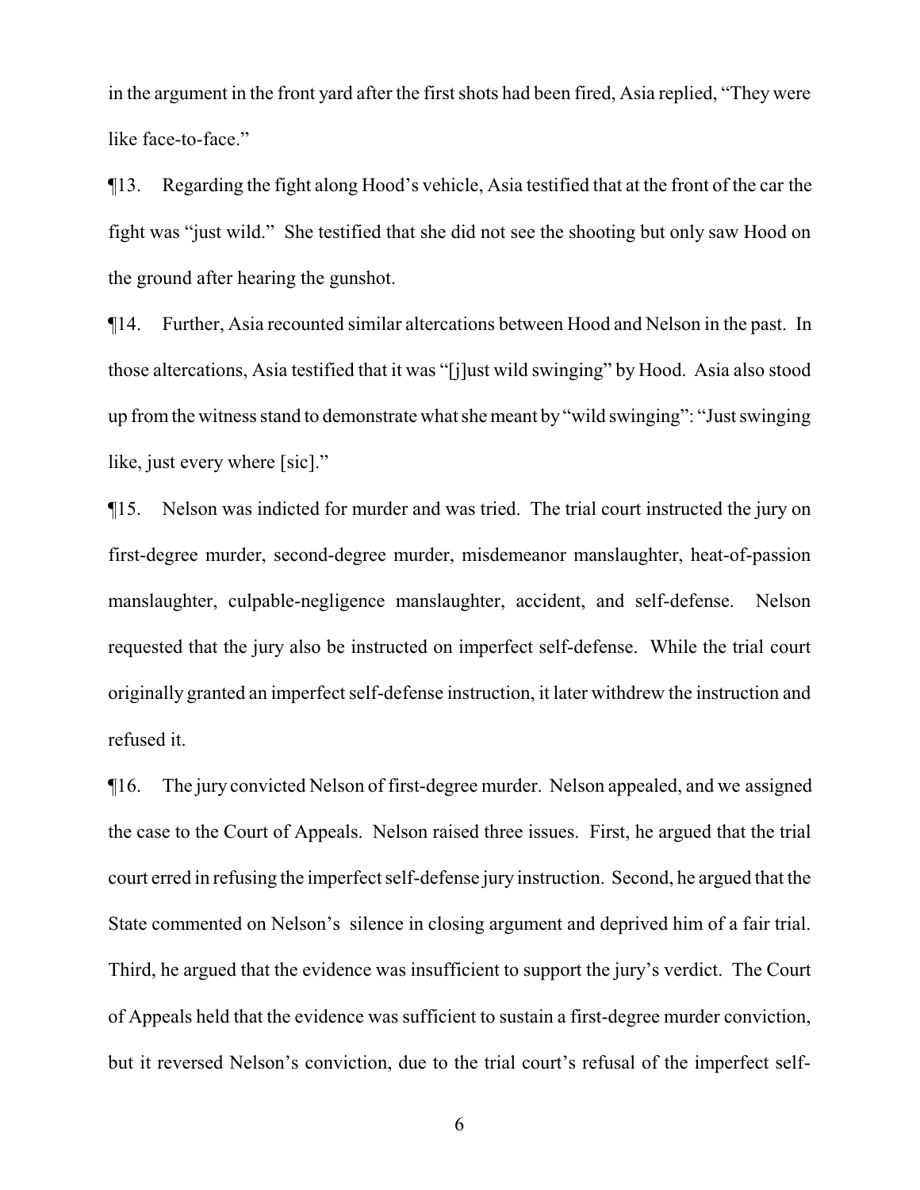in the argument in the front yard after the first shots had been fired, Asia replied, "They were like face-to-face."

¶13. Regarding the fight along Hood's vehicle, Asia testified that at the front of the car the fight was "just wild." She testified that she did not see the shooting but only saw Hood on the ground after hearing the gunshot.

¶14. Further, Asia recounted similar altercations between Hood and Nelson in the past. In those altercations, Asia testified that it was "[j]ust wild swinging" by Hood. Asia also stood up from the witness stand to demonstrate what she meant by "wild swinging": "Just swinging like, just every where [sic]."

¶15. Nelson was indicted for murder and was tried. The trial court instructed the jury on first-degree murder, second-degree murder, misdemeanor manslaughter, heat-of-passion manslaughter, culpable-negligence manslaughter, accident, and self-defense. Nelson requested that the jury also be instructed on imperfect self-defense. While the trial court originally granted an imperfect self-defense instruction, it later withdrew the instruction and refused it.

¶16. The jury convicted Nelson of first-degree murder. Nelson appealed, and we assigned the case to the Court of Appeals. Nelson raised three issues. First, he argued that the trial court erred in refusing the imperfect self-defense jury instruction. Second, he argued that the State commented on Nelson's silence in closing argument and deprived him of a fair trial. Third, he argued that the evidence was insufficient to support the jury's verdict. The Court of Appeals held that the evidence was sufficient to sustain a first-degree murder conviction, but it reversed Nelson's conviction, due to the trial court's refusal of the imperfect self-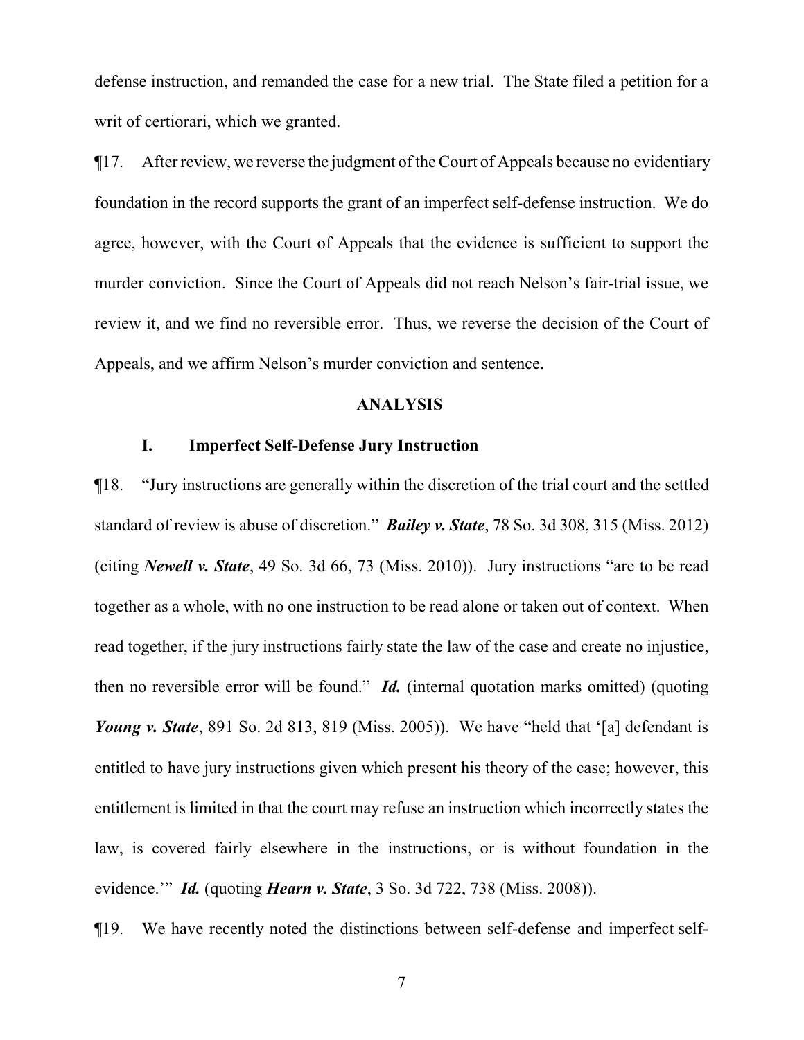defense instruction, and remanded the case for a new trial. The State filed a petition for a writ of certiorari, which we granted.

¶17. After review, we reverse the judgment of the Court of Appeals because no evidentiary foundation in the record supports the grant of an imperfect self-defense instruction. We do agree, however, with the Court of Appeals that the evidence is sufficient to support the murder conviction. Since the Court of Appeals did not reach Nelson's fair-trial issue, we review it, and we find no reversible error. Thus, we reverse the decision of the Court of Appeals, and we affirm Nelson's murder conviction and sentence.

## ANALYSIS

### I. Imperfect Self-Defense Jury Instruction

¶18. "Jury instructions are generally within the discretion of the trial court and the settled standard of review is abuse of discretion." ***Bailey v. State***, 78 So. 3d 308, 315 (Miss. 2012) (citing ***Newell v. State***, 49 So. 3d 66, 73 (Miss. 2010)). Jury instructions "are to be read together as a whole, with no one instruction to be read alone or taken out of context. When read together, if the jury instructions fairly state the law of the case and create no injustice, then no reversible error will be found." ***Id.*** (internal quotation marks omitted) (quoting ***Young v. State***, 891 So. 2d 813, 819 (Miss. 2005)). We have "held that '[a] defendant is entitled to have jury instructions given which present his theory of the case; however, this entitlement is limited in that the court may refuse an instruction which incorrectly states the law, is covered fairly elsewhere in the instructions, or is without foundation in the evidence.'" ***Id.*** (quoting ***Hearn v. State***, 3 So. 3d 722, 738 (Miss. 2008)).

¶19. We have recently noted the distinctions between self-defense and imperfect self-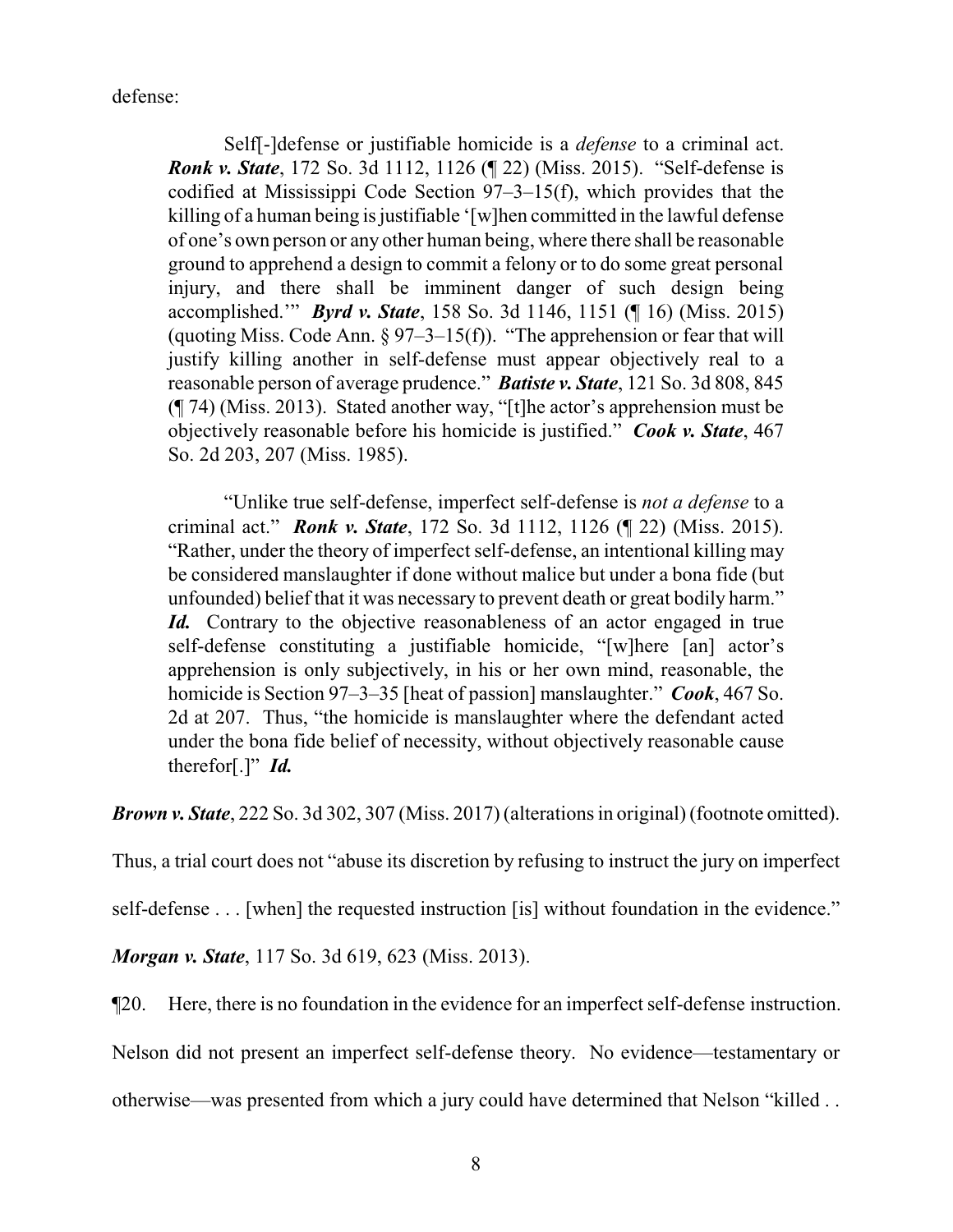defense:

> Self[-]defense or justifiable homicide is a *defense* to a criminal act. ***Ronk v. State***, 172 So. 3d 1112, 1126 (¶ 22) (Miss. 2015). "Self-defense is codified at Mississippi Code Section 97–3–15(f), which provides that the killing of a human being is justifiable '[w]hen committed in the lawful defense of one's own person or any other human being, where there shall be reasonable ground to apprehend a design to commit a felony or to do some great personal injury, and there shall be imminent danger of such design being accomplished.'" ***Byrd v. State***, 158 So. 3d 1146, 1151 (¶ 16) (Miss. 2015) (quoting Miss. Code Ann. § 97–3–15(f)). "The apprehension or fear that will justify killing another in self-defense must appear objectively real to a reasonable person of average prudence." ***Batiste v. State***, 121 So. 3d 808, 845 (¶ 74) (Miss. 2013). Stated another way, "[t]he actor's apprehension must be objectively reasonable before his homicide is justified." ***Cook v. State***, 467 So. 2d 203, 207 (Miss. 1985).
>
> "Unlike true self-defense, imperfect self-defense is *not a defense* to a criminal act." ***Ronk v. State***, 172 So. 3d 1112, 1126 (¶ 22) (Miss. 2015). "Rather, under the theory of imperfect self-defense, an intentional killing may be considered manslaughter if done without malice but under a bona fide (but unfounded) belief that it was necessary to prevent death or great bodily harm." ***Id.*** Contrary to the objective reasonableness of an actor engaged in true self-defense constituting a justifiable homicide, "[w]here [an] actor's apprehension is only subjectively, in his or her own mind, reasonable, the homicide is Section 97–3–35 [heat of passion] manslaughter." ***Cook***, 467 So. 2d at 207. Thus, "the homicide is manslaughter where the defendant acted under the bona fide belief of necessity, without objectively reasonable cause therefor[.]" ***Id.***

***Brown v. State***, 222 So. 3d 302, 307 (Miss. 2017) (alterations in original) (footnote omitted). Thus, a trial court does not "abuse its discretion by refusing to instruct the jury on imperfect self-defense . . . [when] the requested instruction [is] without foundation in the evidence." ***Morgan v. State***, 117 So. 3d 619, 623 (Miss. 2013).

¶20. Here, there is no foundation in the evidence for an imperfect self-defense instruction. Nelson did not present an imperfect self-defense theory. No evidence—testamentary or otherwise—was presented from which a jury could have determined that Nelson "killed . .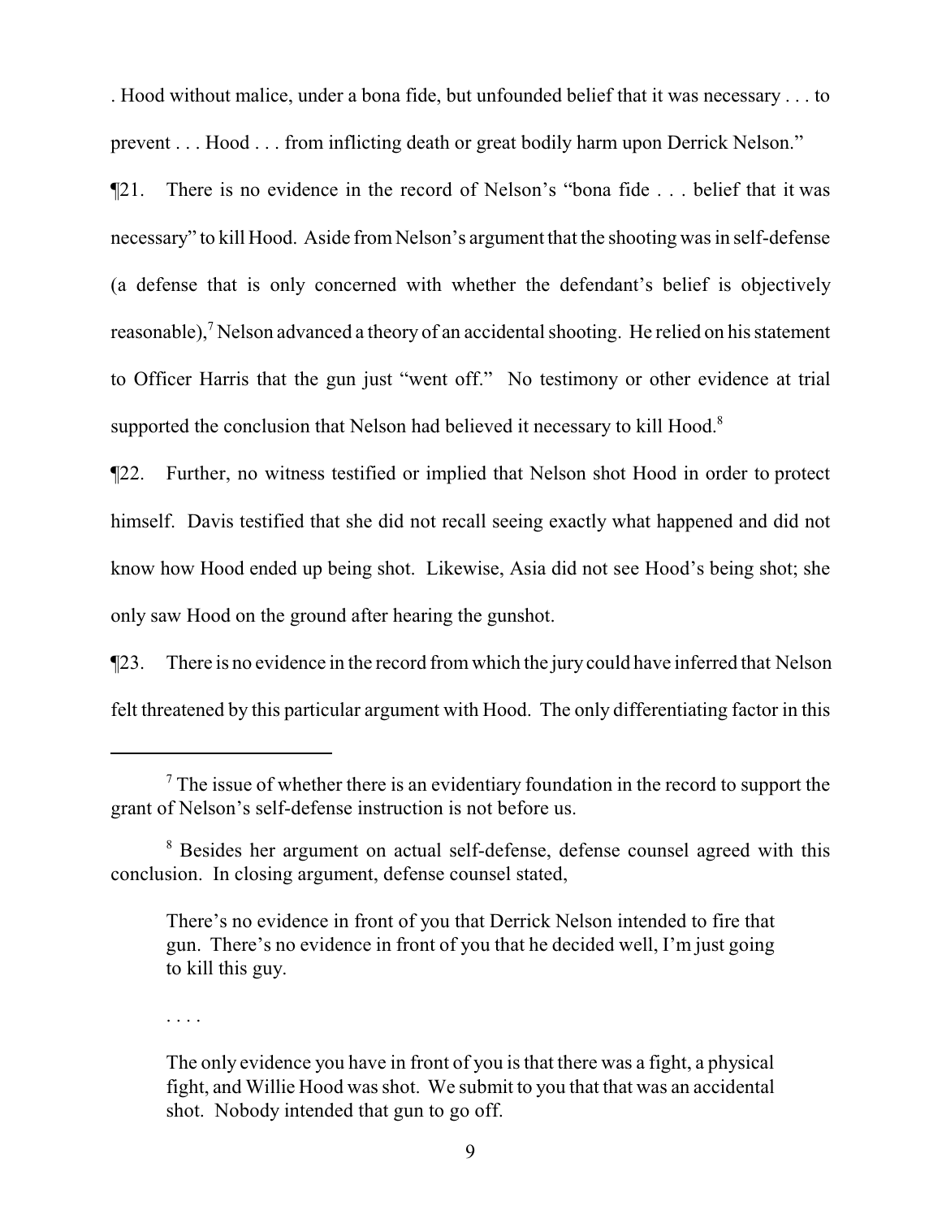. Hood without malice, under a bona fide, but unfounded belief that it was necessary . . . to prevent . . . Hood . . . from inflicting death or great bodily harm upon Derrick Nelson."

¶21. There is no evidence in the record of Nelson's "bona fide . . . belief that it was necessary" to kill Hood. Aside from Nelson's argument that the shooting was in self-defense (a defense that is only concerned with whether the defendant's belief is objectively reasonable),[7] Nelson advanced a theory of an accidental shooting. He relied on his statement to Officer Harris that the gun just "went off." No testimony or other evidence at trial supported the conclusion that Nelson had believed it necessary to kill Hood.[8]

¶22. Further, no witness testified or implied that Nelson shot Hood in order to protect himself. Davis testified that she did not recall seeing exactly what happened and did not know how Hood ended up being shot. Likewise, Asia did not see Hood's being shot; she only saw Hood on the ground after hearing the gunshot.

¶23. There is no evidence in the record from which the jury could have inferred that Nelson felt threatened by this particular argument with Hood. The only differentiating factor in this

---

[7] The issue of whether there is an evidentiary foundation in the record to support the grant of Nelson's self-defense instruction is not before us.

[8] Besides her argument on actual self-defense, defense counsel agreed with this conclusion. In closing argument, defense counsel stated,

> There's no evidence in front of you that Derrick Nelson intended to fire that gun. There's no evidence in front of you that he decided well, I'm just going to kill this guy.
>
> . . . .
>
> The only evidence you have in front of you is that there was a fight, a physical fight, and Willie Hood was shot. We submit to you that that was an accidental shot. Nobody intended that gun to go off.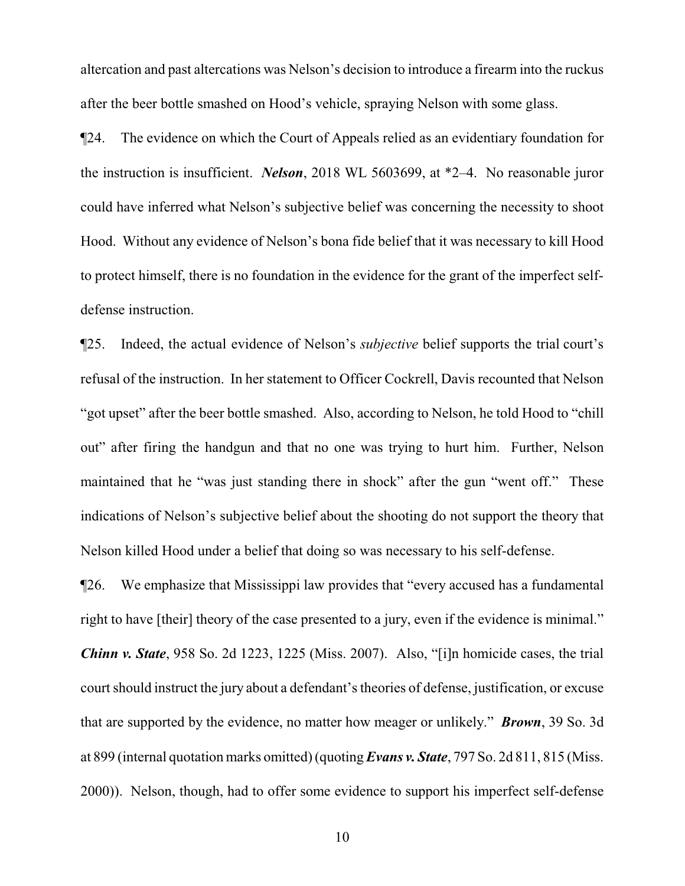altercation and past altercations was Nelson's decision to introduce a firearm into the ruckus after the beer bottle smashed on Hood's vehicle, spraying Nelson with some glass.

¶24. The evidence on which the Court of Appeals relied as an evidentiary foundation for the instruction is insufficient. ***Nelson***, 2018 WL 5603699, at *2–4. No reasonable juror could have inferred what Nelson's subjective belief was concerning the necessity to shoot Hood. Without any evidence of Nelson's bona fide belief that it was necessary to kill Hood to protect himself, there is no foundation in the evidence for the grant of the imperfect self-defense instruction.

¶25. Indeed, the actual evidence of Nelson's *subjective* belief supports the trial court's refusal of the instruction. In her statement to Officer Cockrell, Davis recounted that Nelson "got upset" after the beer bottle smashed. Also, according to Nelson, he told Hood to "chill out" after firing the handgun and that no one was trying to hurt him. Further, Nelson maintained that he "was just standing there in shock" after the gun "went off." These indications of Nelson's subjective belief about the shooting do not support the theory that Nelson killed Hood under a belief that doing so was necessary to his self-defense.

¶26. We emphasize that Mississippi law provides that "every accused has a fundamental right to have [their] theory of the case presented to a jury, even if the evidence is minimal." ***Chinn v. State***, 958 So. 2d 1223, 1225 (Miss. 2007). Also, "[i]n homicide cases, the trial court should instruct the jury about a defendant's theories of defense, justification, or excuse that are supported by the evidence, no matter how meager or unlikely." ***Brown***, 39 So. 3d at 899 (internal quotation marks omitted) (quoting ***Evans v. State***, 797 So. 2d 811, 815 (Miss. 2000)). Nelson, though, had to offer some evidence to support his imperfect self-defense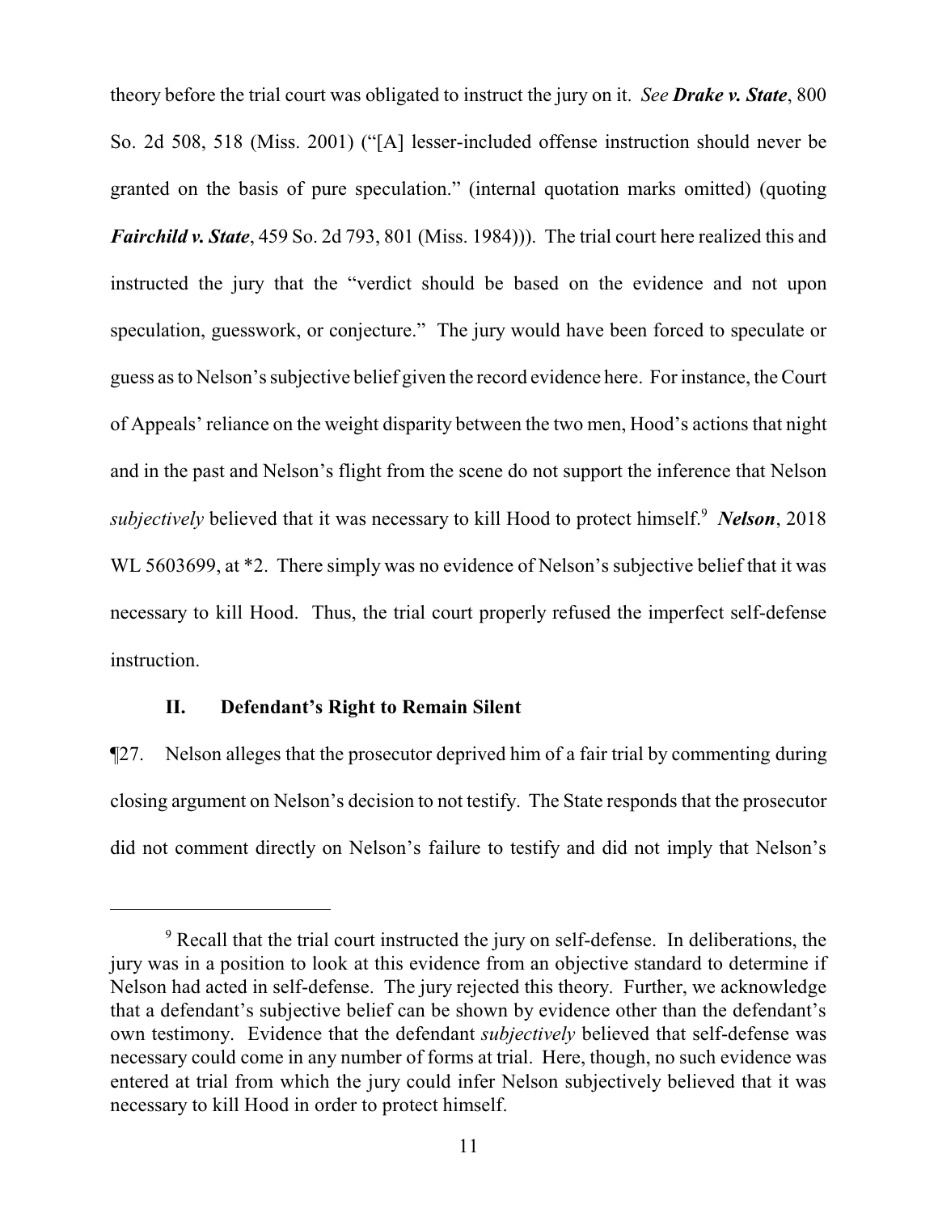theory before the trial court was obligated to instruct the jury on it. *See* ***Drake v. State***, 800 So. 2d 508, 518 (Miss. 2001) ("[A] lesser-included offense instruction should never be granted on the basis of pure speculation." (internal quotation marks omitted) (quoting ***Fairchild v. State***, 459 So. 2d 793, 801 (Miss. 1984))). The trial court here realized this and instructed the jury that the "verdict should be based on the evidence and not upon speculation, guesswork, or conjecture." The jury would have been forced to speculate or guess as to Nelson's subjective belief given the record evidence here. For instance, the Court of Appeals' reliance on the weight disparity between the two men, Hood's actions that night and in the past and Nelson's flight from the scene do not support the inference that Nelson *subjectively* believed that it was necessary to kill Hood to protect himself.[9] ***Nelson***, 2018 WL 5603699, at *2. There simply was no evidence of Nelson's subjective belief that it was necessary to kill Hood. Thus, the trial court properly refused the imperfect self-defense instruction.

## II. Defendant's Right to Remain Silent

¶27. Nelson alleges that the prosecutor deprived him of a fair trial by commenting during closing argument on Nelson's decision to not testify. The State responds that the prosecutor did not comment directly on Nelson's failure to testify and did not imply that Nelson's

---

[9] Recall that the trial court instructed the jury on self-defense. In deliberations, the jury was in a position to look at this evidence from an objective standard to determine if Nelson had acted in self-defense. The jury rejected this theory. Further, we acknowledge that a defendant's subjective belief can be shown by evidence other than the defendant's own testimony. Evidence that the defendant *subjectively* believed that self-defense was necessary could come in any number of forms at trial. Here, though, no such evidence was entered at trial from which the jury could infer Nelson subjectively believed that it was necessary to kill Hood in order to protect himself.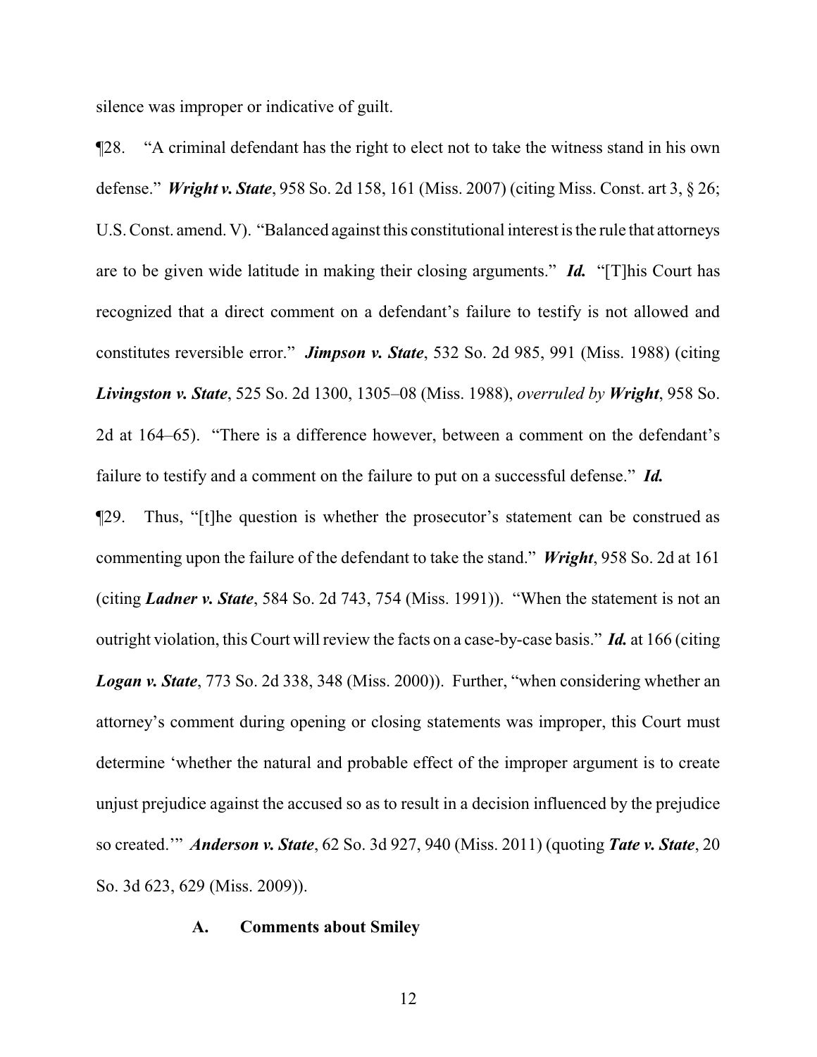silence was improper or indicative of guilt.

¶28. "A criminal defendant has the right to elect not to take the witness stand in his own defense." ***Wright v. State***, 958 So. 2d 158, 161 (Miss. 2007) (citing Miss. Const. art 3, § 26; U.S. Const. amend. V). "Balanced against this constitutional interest is the rule that attorneys are to be given wide latitude in making their closing arguments." ***Id.*** "[T]his Court has recognized that a direct comment on a defendant's failure to testify is not allowed and constitutes reversible error." ***Jimpson v. State***, 532 So. 2d 985, 991 (Miss. 1988) (citing ***Livingston v. State***, 525 So. 2d 1300, 1305–08 (Miss. 1988), *overruled by* ***Wright***, 958 So. 2d at 164–65). "There is a difference however, between a comment on the defendant's failure to testify and a comment on the failure to put on a successful defense." ***Id.***

¶29. Thus, "[t]he question is whether the prosecutor's statement can be construed as commenting upon the failure of the defendant to take the stand." ***Wright***, 958 So. 2d at 161 (citing ***Ladner v. State***, 584 So. 2d 743, 754 (Miss. 1991)). "When the statement is not an outright violation, this Court will review the facts on a case-by-case basis." ***Id.*** at 166 (citing ***Logan v. State***, 773 So. 2d 338, 348 (Miss. 2000)). Further, "when considering whether an attorney's comment during opening or closing statements was improper, this Court must determine 'whether the natural and probable effect of the improper argument is to create unjust prejudice against the accused so as to result in a decision influenced by the prejudice so created.'" ***Anderson v. State***, 62 So. 3d 927, 940 (Miss. 2011) (quoting ***Tate v. State***, 20 So. 3d 623, 629 (Miss. 2009)).

### A. Comments about Smiley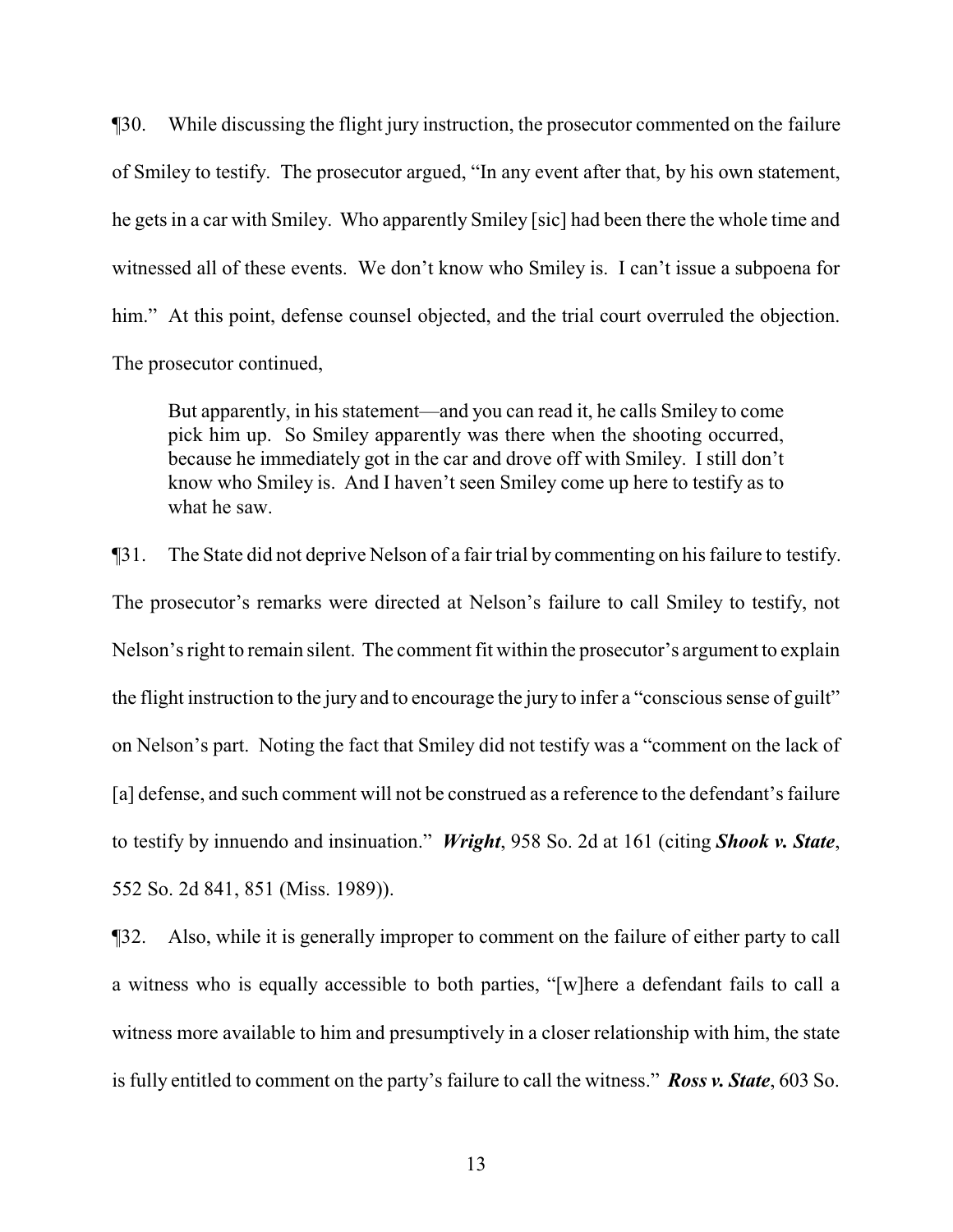¶30. While discussing the flight jury instruction, the prosecutor commented on the failure of Smiley to testify. The prosecutor argued, "In any event after that, by his own statement, he gets in a car with Smiley. Who apparently Smiley [sic] had been there the whole time and witnessed all of these events. We don't know who Smiley is. I can't issue a subpoena for him." At this point, defense counsel objected, and the trial court overruled the objection. The prosecutor continued,

> But apparently, in his statement—and you can read it, he calls Smiley to come pick him up. So Smiley apparently was there when the shooting occurred, because he immediately got in the car and drove off with Smiley. I still don't know who Smiley is. And I haven't seen Smiley come up here to testify as to what he saw.

¶31. The State did not deprive Nelson of a fair trial by commenting on his failure to testify. The prosecutor's remarks were directed at Nelson's failure to call Smiley to testify, not Nelson's right to remain silent. The comment fit within the prosecutor's argument to explain the flight instruction to the jury and to encourage the jury to infer a "conscious sense of guilt" on Nelson's part. Noting the fact that Smiley did not testify was a "comment on the lack of [a] defense, and such comment will not be construed as a reference to the defendant's failure to testify by innuendo and insinuation." ***Wright***, 958 So. 2d at 161 (citing ***Shook v. State***, 552 So. 2d 841, 851 (Miss. 1989)).

¶32. Also, while it is generally improper to comment on the failure of either party to call a witness who is equally accessible to both parties, "[w]here a defendant fails to call a witness more available to him and presumptively in a closer relationship with him, the state is fully entitled to comment on the party's failure to call the witness." ***Ross v. State***, 603 So.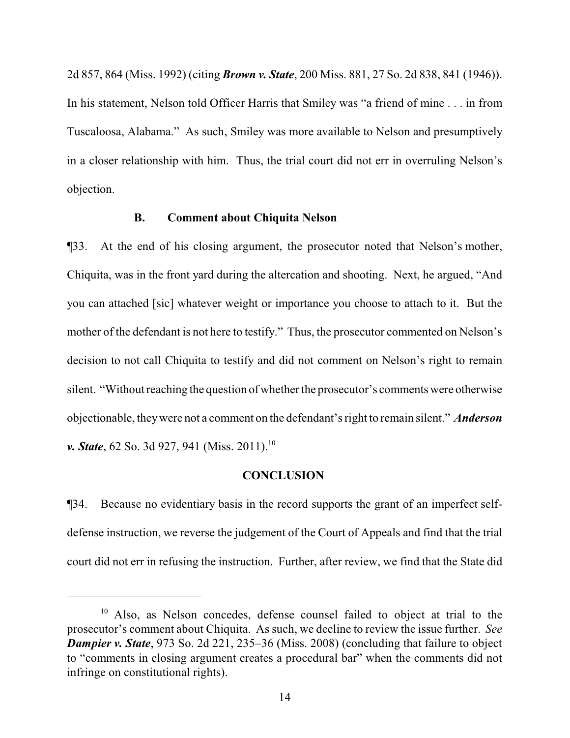2d 857, 864 (Miss. 1992) (citing ***Brown v. State***, 200 Miss. 881, 27 So. 2d 838, 841 (1946)). In his statement, Nelson told Officer Harris that Smiley was "a friend of mine . . . in from Tuscaloosa, Alabama." As such, Smiley was more available to Nelson and presumptively in a closer relationship with him. Thus, the trial court did not err in overruling Nelson's objection.

### B. Comment about Chiquita Nelson

¶33. At the end of his closing argument, the prosecutor noted that Nelson's mother, Chiquita, was in the front yard during the altercation and shooting. Next, he argued, "And you can attached [sic] whatever weight or importance you choose to attach to it. But the mother of the defendant is not here to testify." Thus, the prosecutor commented on Nelson's decision to not call Chiquita to testify and did not comment on Nelson's right to remain silent. "Without reaching the question of whether the prosecutor's comments were otherwise objectionable, they were not a comment on the defendant's right to remain silent." ***Anderson v. State***, 62 So. 3d 927, 941 (Miss. 2011).[10]

## CONCLUSION

¶34. Because no evidentiary basis in the record supports the grant of an imperfect self-defense instruction, we reverse the judgement of the Court of Appeals and find that the trial court did not err in refusing the instruction. Further, after review, we find that the State did

---

[10] Also, as Nelson concedes, defense counsel failed to object at trial to the prosecutor's comment about Chiquita. As such, we decline to review the issue further. *See* ***Dampier v. State***, 973 So. 2d 221, 235–36 (Miss. 2008) (concluding that failure to object to "comments in closing argument creates a procedural bar" when the comments did not infringe on constitutional rights).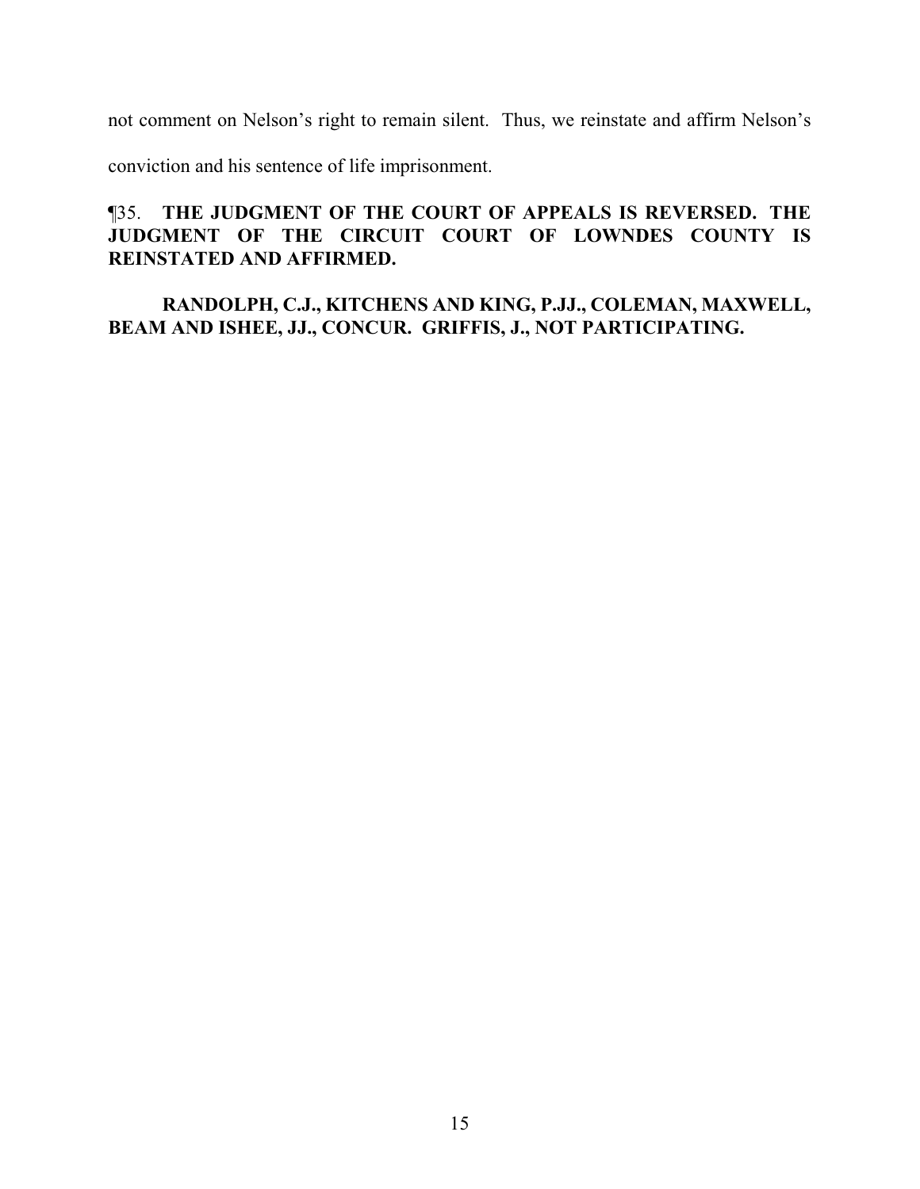not comment on Nelson's right to remain silent. Thus, we reinstate and affirm Nelson's conviction and his sentence of life imprisonment.

¶35. **THE JUDGMENT OF THE COURT OF APPEALS IS REVERSED. THE JUDGMENT OF THE CIRCUIT COURT OF LOWNDES COUNTY IS REINSTATED AND AFFIRMED.**

**RANDOLPH, C.J., KITCHENS AND KING, P.JJ., COLEMAN, MAXWELL, BEAM AND ISHEE, JJ., CONCUR. GRIFFIS, J., NOT PARTICIPATING.**